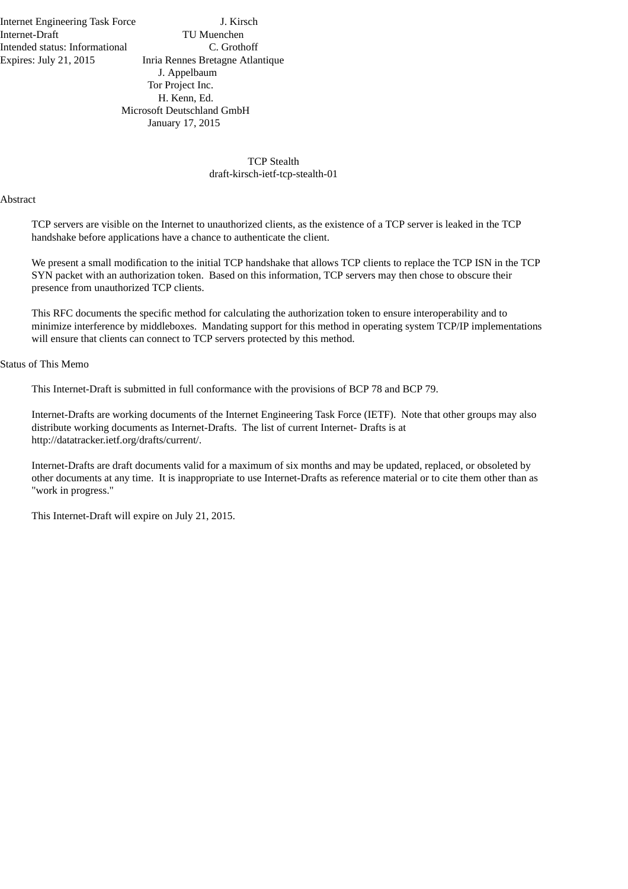Internet Engineering Task Force J. Kirsch
Internet-Draft TU Muenchen
Intended status: Informational C. Grothoff
Expires: July 21, 2015 Inria Rennes Bretagne Atlantique
J. Appelbaum
Tor Project Inc.
H. Kenn, Ed.
Microsoft Deutschland GmbH
January 17, 2015

# TCP Stealth
## draft-kirsch-ietf-tcp-stealth-01

## Abstract

TCP servers are visible on the Internet to unauthorized clients, as the existence of a TCP server is leaked in the TCP handshake before applications have a chance to authenticate the client.

We present a small modification to the initial TCP handshake that allows TCP clients to replace the TCP ISN in the TCP SYN packet with an authorization token. Based on this information, TCP servers may then chose to obscure their presence from unauthorized TCP clients.

This RFC documents the specific method for calculating the authorization token to ensure interoperability and to minimize interference by middleboxes. Mandating support for this method in operating system TCP/IP implementations will ensure that clients can connect to TCP servers protected by this method.

## Status of This Memo

This Internet-Draft is submitted in full conformance with the provisions of BCP 78 and BCP 79.

Internet-Drafts are working documents of the Internet Engineering Task Force (IETF). Note that other groups may also distribute working documents as Internet-Drafts. The list of current Internet- Drafts is at http://datatracker.ietf.org/drafts/current/.

Internet-Drafts are draft documents valid for a maximum of six months and may be updated, replaced, or obsoleted by other documents at any time. It is inappropriate to use Internet-Drafts as reference material or to cite them other than as "work in progress."

This Internet-Draft will expire on July 21, 2015.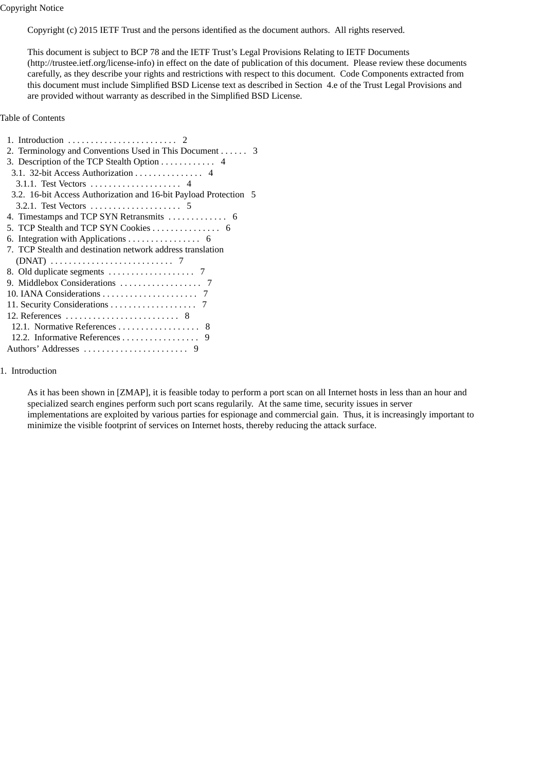## Copyright Notice

Copyright (c) 2015 IETF Trust and the persons identified as the document authors. All rights reserved.

This document is subject to BCP 78 and the IETF Trust's Legal Provisions Relating to IETF Documents (http://trustee.ietf.org/license-info) in effect on the date of publication of this document. Please review these documents carefully, as they describe your rights and restrictions with respect to this document. Code Components extracted from this document must include Simplified BSD License text as described in Section 4.e of the Trust Legal Provisions and are provided without warranty as described in the Simplified BSD License.

## Table of Contents

```
1.  Introduction . . . . . . . . . . . . . . . . . . . . . . . .   2
2.  Terminology and Conventions Used in This Document . . . . . .   3
3.  Description of the TCP Stealth Option . . . . . . . . . . . .   4
  3.1.  32-bit Access Authorization . . . . . . . . . . . . . . .   4
    3.1.1.  Test Vectors . . . . . . . . . . . . . . . . . . . .   4
  3.2.  16-bit Access Authorization and 16-bit Payload Protection   5
    3.2.1.  Test Vectors . . . . . . . . . . . . . . . . . . . .   5
4.  Timestamps and TCP SYN Retransmits . . . . . . . . . . . . .   6
5.  TCP Stealth and TCP SYN Cookies . . . . . . . . . . . . . . .   6
6.  Integration with Applications . . . . . . . . . . . . . . . .   6
7.  TCP Stealth and destination network address translation
    (DNAT) . . . . . . . . . . . . . . . . . . . . . . . . . . .   7
8.  Old duplicate segments . . . . . . . . . . . . . . . . . . .   7
9.  Middlebox Considerations . . . . . . . . . . . . . . . . . .   7
10. IANA Considerations . . . . . . . . . . . . . . . . . . . . .   7
11. Security Considerations . . . . . . . . . . . . . . . . . . .   7
12. References . . . . . . . . . . . . . . . . . . . . . . . . .   8
  12.1.  Normative References . . . . . . . . . . . . . . . . . .   8
  12.2.  Informative References . . . . . . . . . . . . . . . . .   9
Authors' Addresses . . . . . . . . . . . . . . . . . . . . . . .   9
```

## 1. Introduction

As it has been shown in [ZMAP], it is feasible today to perform a port scan on all Internet hosts in less than an hour and specialized search engines perform such port scans regularily. At the same time, security issues in server implementations are exploited by various parties for espionage and commercial gain. Thus, it is increasingly important to minimize the visible footprint of services on Internet hosts, thereby reducing the attack surface.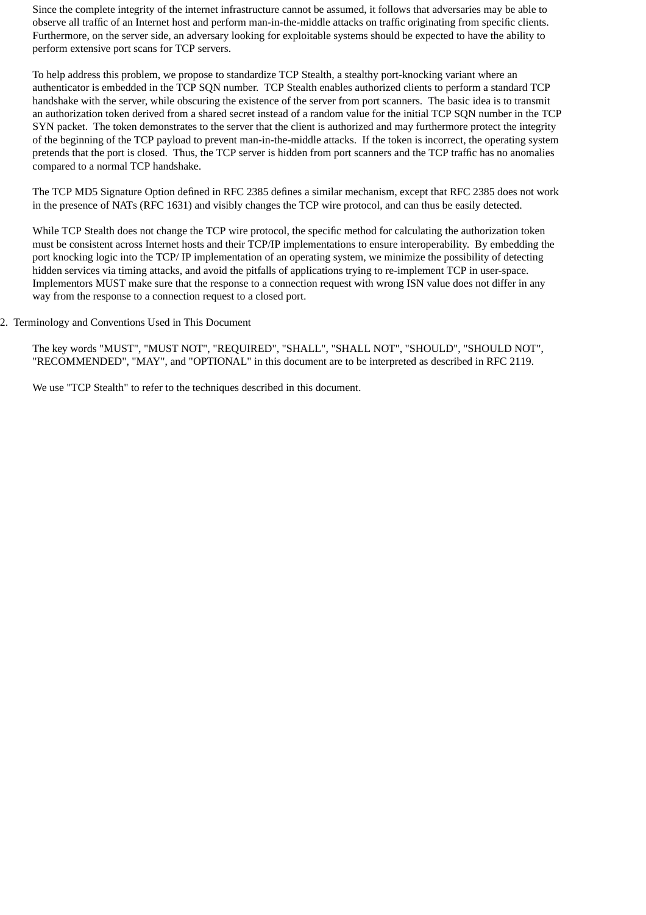Since the complete integrity of the internet infrastructure cannot be assumed, it follows that adversaries may be able to observe all traffic of an Internet host and perform man-in-the-middle attacks on traffic originating from specific clients. Furthermore, on the server side, an adversary looking for exploitable systems should be expected to have the ability to perform extensive port scans for TCP servers.

To help address this problem, we propose to standardize TCP Stealth, a stealthy port-knocking variant where an authenticator is embedded in the TCP SQN number. TCP Stealth enables authorized clients to perform a standard TCP handshake with the server, while obscuring the existence of the server from port scanners. The basic idea is to transmit an authorization token derived from a shared secret instead of a random value for the initial TCP SQN number in the TCP SYN packet. The token demonstrates to the server that the client is authorized and may furthermore protect the integrity of the beginning of the TCP payload to prevent man-in-the-middle attacks. If the token is incorrect, the operating system pretends that the port is closed. Thus, the TCP server is hidden from port scanners and the TCP traffic has no anomalies compared to a normal TCP handshake.

The TCP MD5 Signature Option defined in RFC 2385 defines a similar mechanism, except that RFC 2385 does not work in the presence of NATs (RFC 1631) and visibly changes the TCP wire protocol, and can thus be easily detected.

While TCP Stealth does not change the TCP wire protocol, the specific method for calculating the authorization token must be consistent across Internet hosts and their TCP/IP implementations to ensure interoperability. By embedding the port knocking logic into the TCP/ IP implementation of an operating system, we minimize the possibility of detecting hidden services via timing attacks, and avoid the pitfalls of applications trying to re-implement TCP in user-space. Implementors MUST make sure that the response to a connection request with wrong ISN value does not differ in any way from the response to a connection request to a closed port.

## 2. Terminology and Conventions Used in This Document

The key words "MUST", "MUST NOT", "REQUIRED", "SHALL", "SHALL NOT", "SHOULD", "SHOULD NOT", "RECOMMENDED", "MAY", and "OPTIONAL" in this document are to be interpreted as described in RFC 2119.

We use "TCP Stealth" to refer to the techniques described in this document.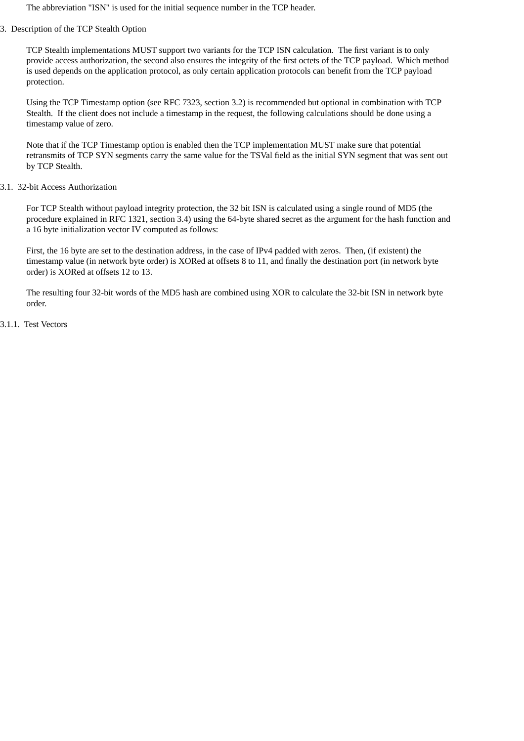The abbreviation "ISN" is used for the initial sequence number in the TCP header.

# 3. Description of the TCP Stealth Option

TCP Stealth implementations MUST support two variants for the TCP ISN calculation. The first variant is to only provide access authorization, the second also ensures the integrity of the first octets of the TCP payload. Which method is used depends on the application protocol, as only certain application protocols can benefit from the TCP payload protection.

Using the TCP Timestamp option (see RFC 7323, section 3.2) is recommended but optional in combination with TCP Stealth. If the client does not include a timestamp in the request, the following calculations should be done using a timestamp value of zero.

Note that if the TCP Timestamp option is enabled then the TCP implementation MUST make sure that potential retransmits of TCP SYN segments carry the same value for the TSVal field as the initial SYN segment that was sent out by TCP Stealth.

## 3.1. 32-bit Access Authorization

For TCP Stealth without payload integrity protection, the 32 bit ISN is calculated using a single round of MD5 (the procedure explained in RFC 1321, section 3.4) using the 64-byte shared secret as the argument for the hash function and a 16 byte initialization vector IV computed as follows:

First, the 16 byte are set to the destination address, in the case of IPv4 padded with zeros. Then, (if existent) the timestamp value (in network byte order) is XORed at offsets 8 to 11, and finally the destination port (in network byte order) is XORed at offsets 12 to 13.

The resulting four 32-bit words of the MD5 hash are combined using XOR to calculate the 32-bit ISN in network byte order.

### 3.1.1. Test Vectors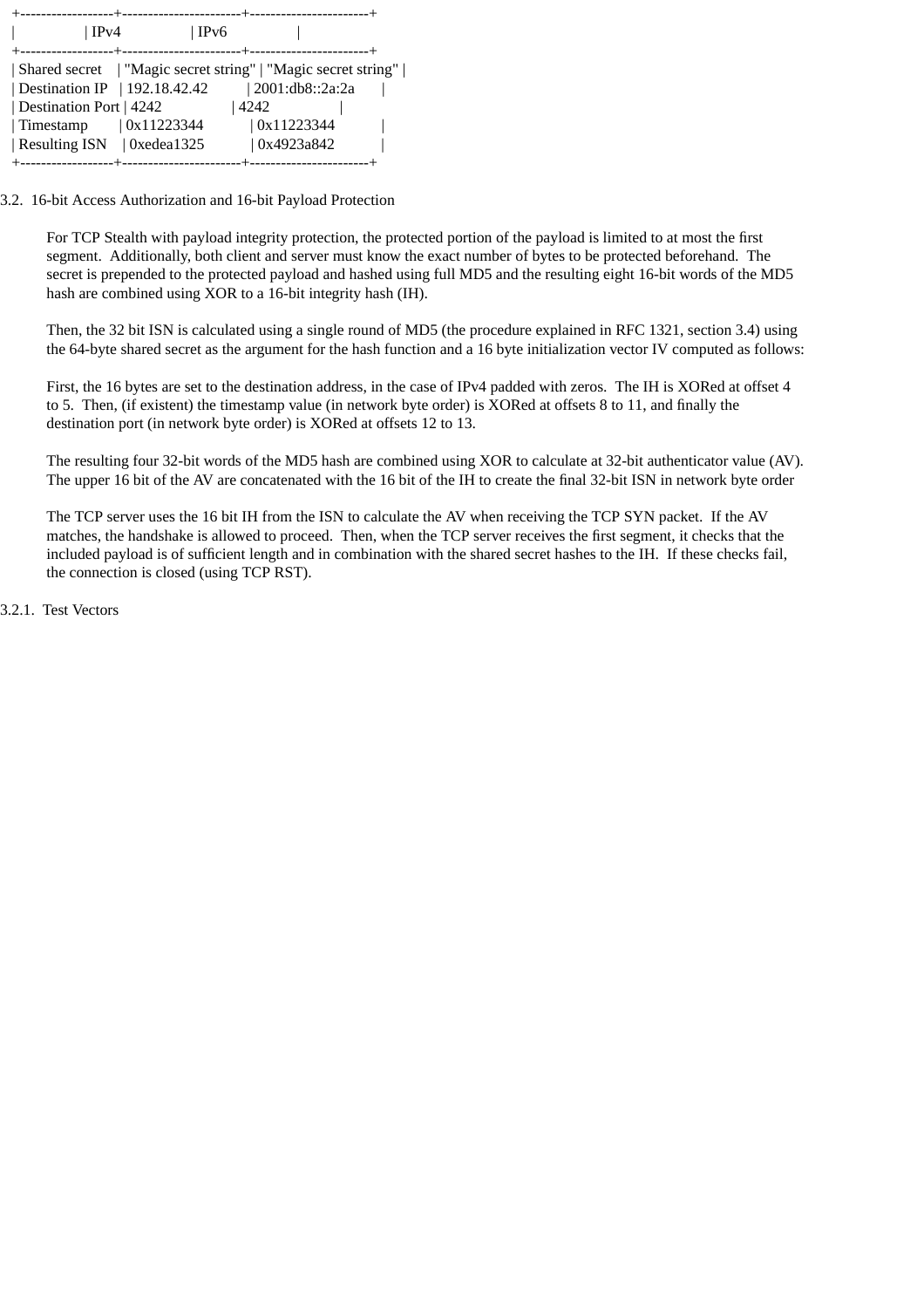| | IPv4 | IPv6 |
|---|---|---|
| Shared secret | "Magic secret string" | "Magic secret string" |
| Destination IP | 192.18.42.42 | 2001:db8::2a:2a |
| Destination Port | 4242 | 4242 |
| Timestamp | 0x11223344 | 0x11223344 |
| Resulting ISN | 0xedea1325 | 0x4923a842 |

## 3.2. 16-bit Access Authorization and 16-bit Payload Protection

For TCP Stealth with payload integrity protection, the protected portion of the payload is limited to at most the first segment. Additionally, both client and server must know the exact number of bytes to be protected beforehand. The secret is prepended to the protected payload and hashed using full MD5 and the resulting eight 16-bit words of the MD5 hash are combined using XOR to a 16-bit integrity hash (IH).

Then, the 32 bit ISN is calculated using a single round of MD5 (the procedure explained in RFC 1321, section 3.4) using the 64-byte shared secret as the argument for the hash function and a 16 byte initialization vector IV computed as follows:

First, the 16 bytes are set to the destination address, in the case of IPv4 padded with zeros. The IH is XORed at offset 4 to 5. Then, (if existent) the timestamp value (in network byte order) is XORed at offsets 8 to 11, and finally the destination port (in network byte order) is XORed at offsets 12 to 13.

The resulting four 32-bit words of the MD5 hash are combined using XOR to calculate at 32-bit authenticator value (AV). The upper 16 bit of the AV are concatenated with the 16 bit of the IH to create the final 32-bit ISN in network byte order

The TCP server uses the 16 bit IH from the ISN to calculate the AV when receiving the TCP SYN packet. If the AV matches, the handshake is allowed to proceed. Then, when the TCP server receives the first segment, it checks that the included payload is of sufficient length and in combination with the shared secret hashes to the IH. If these checks fail, the connection is closed (using TCP RST).

### 3.2.1. Test Vectors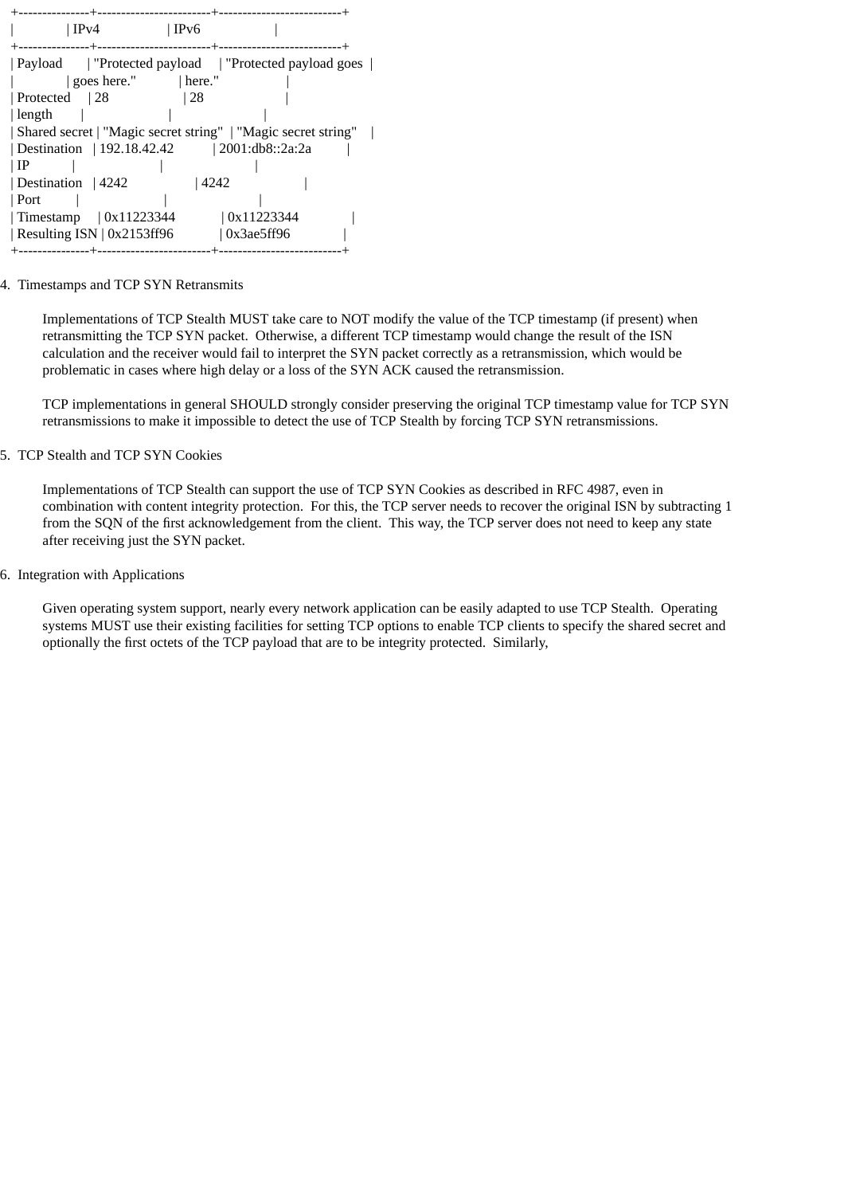|  | IPv4 | IPv6 |
| --- | --- | --- |
| Payload | "Protected payload goes here." | "Protected payload goes here." |
| Protected length | 28 | 28 |
| Shared secret | "Magic secret string" | "Magic secret string" |
| Destination IP | 192.18.42.42 | 2001:db8::2a:2a |
| Destination Port | 4242 | 4242 |
| Timestamp | 0x11223344 | 0x11223344 |
| Resulting ISN | 0x2153ff96 | 0x3ae5ff96 |

## 4. Timestamps and TCP SYN Retransmits

Implementations of TCP Stealth MUST take care to NOT modify the value of the TCP timestamp (if present) when retransmitting the TCP SYN packet. Otherwise, a different TCP timestamp would change the result of the ISN calculation and the receiver would fail to interpret the SYN packet correctly as a retransmission, which would be problematic in cases where high delay or a loss of the SYN ACK caused the retransmission.

TCP implementations in general SHOULD strongly consider preserving the original TCP timestamp value for TCP SYN retransmissions to make it impossible to detect the use of TCP Stealth by forcing TCP SYN retransmissions.

## 5. TCP Stealth and TCP SYN Cookies

Implementations of TCP Stealth can support the use of TCP SYN Cookies as described in RFC 4987, even in combination with content integrity protection. For this, the TCP server needs to recover the original ISN by subtracting 1 from the SQN of the first acknowledgement from the client. This way, the TCP server does not need to keep any state after receiving just the SYN packet.

## 6. Integration with Applications

Given operating system support, nearly every network application can be easily adapted to use TCP Stealth. Operating systems MUST use their existing facilities for setting TCP options to enable TCP clients to specify the shared secret and optionally the first octets of the TCP payload that are to be integrity protected. Similarly,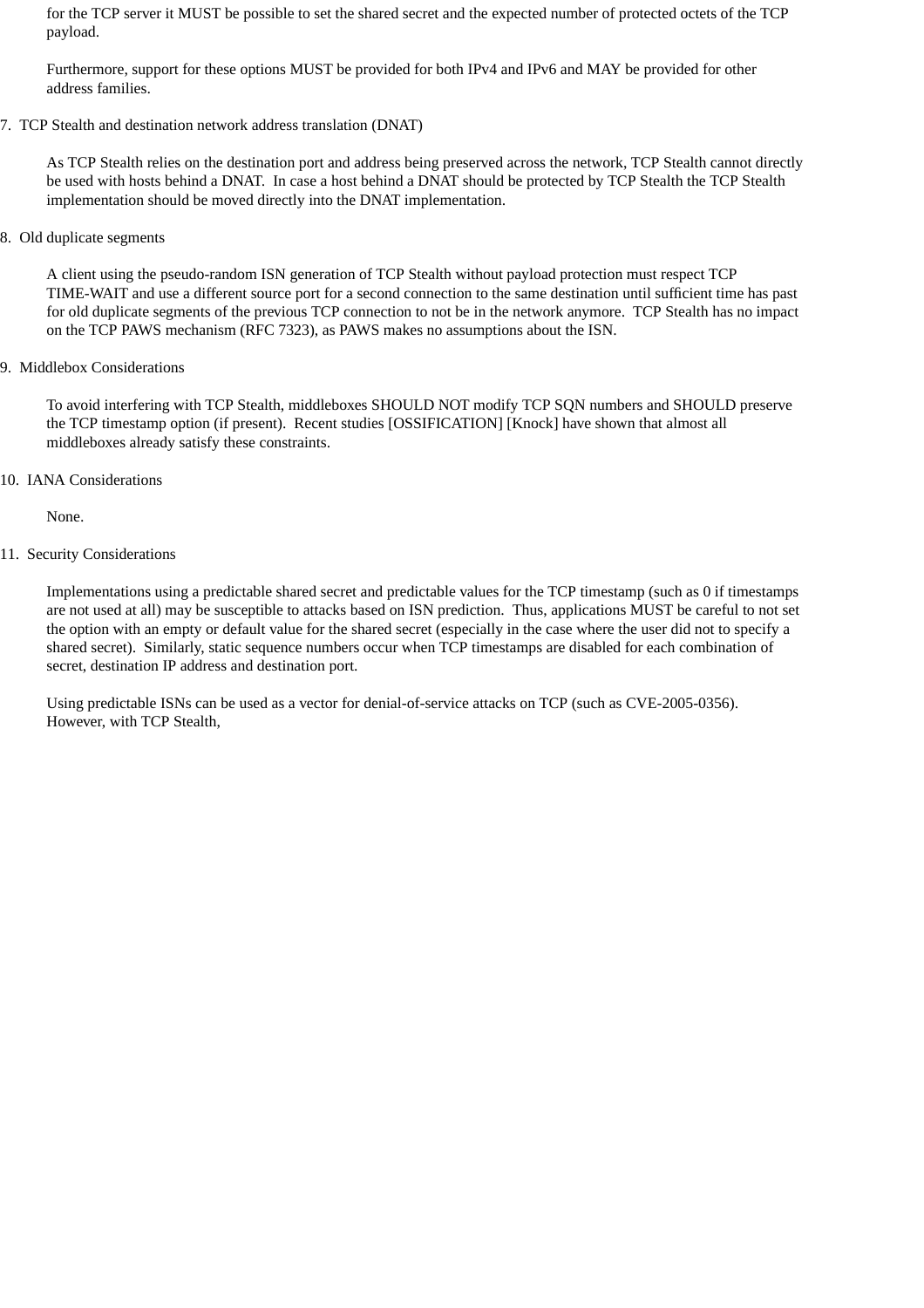for the TCP server it MUST be possible to set the shared secret and the expected number of protected octets of the TCP payload.

Furthermore, support for these options MUST be provided for both IPv4 and IPv6 and MAY be provided for other address families.

## 7. TCP Stealth and destination network address translation (DNAT)

As TCP Stealth relies on the destination port and address being preserved across the network, TCP Stealth cannot directly be used with hosts behind a DNAT. In case a host behind a DNAT should be protected by TCP Stealth the TCP Stealth implementation should be moved directly into the DNAT implementation.

## 8. Old duplicate segments

A client using the pseudo-random ISN generation of TCP Stealth without payload protection must respect TCP TIME-WAIT and use a different source port for a second connection to the same destination until sufficient time has past for old duplicate segments of the previous TCP connection to not be in the network anymore. TCP Stealth has no impact on the TCP PAWS mechanism (RFC 7323), as PAWS makes no assumptions about the ISN.

## 9. Middlebox Considerations

To avoid interfering with TCP Stealth, middleboxes SHOULD NOT modify TCP SQN numbers and SHOULD preserve the TCP timestamp option (if present). Recent studies [OSSIFICATION] [Knock] have shown that almost all middleboxes already satisfy these constraints.

## 10. IANA Considerations

None.

## 11. Security Considerations

Implementations using a predictable shared secret and predictable values for the TCP timestamp (such as 0 if timestamps are not used at all) may be susceptible to attacks based on ISN prediction. Thus, applications MUST be careful to not set the option with an empty or default value for the shared secret (especially in the case where the user did not to specify a shared secret). Similarly, static sequence numbers occur when TCP timestamps are disabled for each combination of secret, destination IP address and destination port.

Using predictable ISNs can be used as a vector for denial-of-service attacks on TCP (such as CVE-2005-0356). However, with TCP Stealth,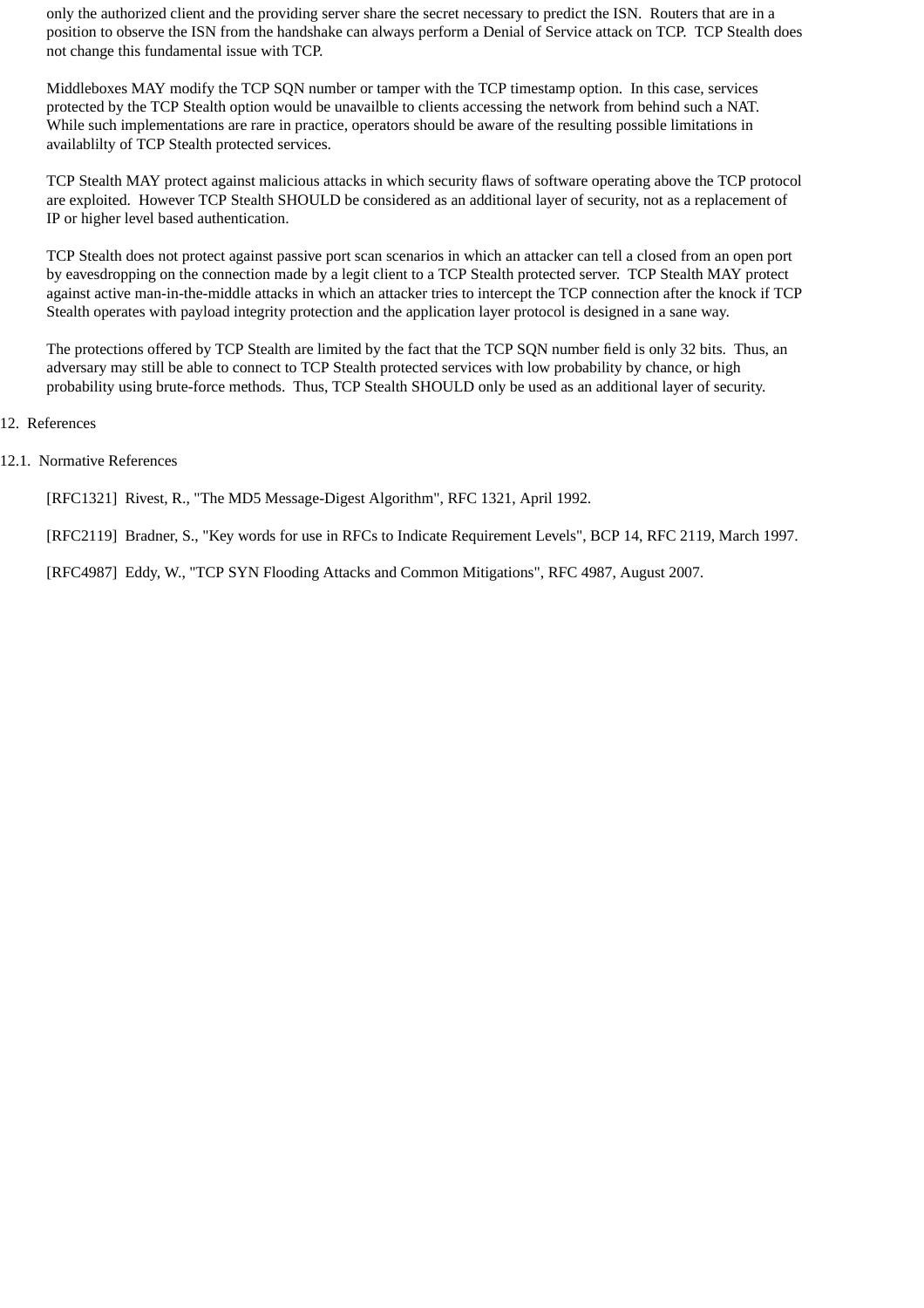only the authorized client and the providing server share the secret necessary to predict the ISN. Routers that are in a position to observe the ISN from the handshake can always perform a Denial of Service attack on TCP. TCP Stealth does not change this fundamental issue with TCP.

Middleboxes MAY modify the TCP SQN number or tamper with the TCP timestamp option. In this case, services protected by the TCP Stealth option would be unavailble to clients accessing the network from behind such a NAT. While such implementations are rare in practice, operators should be aware of the resulting possible limitations in availablilty of TCP Stealth protected services.

TCP Stealth MAY protect against malicious attacks in which security flaws of software operating above the TCP protocol are exploited. However TCP Stealth SHOULD be considered as an additional layer of security, not as a replacement of IP or higher level based authentication.

TCP Stealth does not protect against passive port scan scenarios in which an attacker can tell a closed from an open port by eavesdropping on the connection made by a legit client to a TCP Stealth protected server. TCP Stealth MAY protect against active man-in-the-middle attacks in which an attacker tries to intercept the TCP connection after the knock if TCP Stealth operates with payload integrity protection and the application layer protocol is designed in a sane way.

The protections offered by TCP Stealth are limited by the fact that the TCP SQN number field is only 32 bits. Thus, an adversary may still be able to connect to TCP Stealth protected services with low probability by chance, or high probability using brute-force methods. Thus, TCP Stealth SHOULD only be used as an additional layer of security.

# 12. References

## 12.1. Normative References

[RFC1321] Rivest, R., "The MD5 Message-Digest Algorithm", RFC 1321, April 1992.

[RFC2119] Bradner, S., "Key words for use in RFCs to Indicate Requirement Levels", BCP 14, RFC 2119, March 1997.

[RFC4987] Eddy, W., "TCP SYN Flooding Attacks and Common Mitigations", RFC 4987, August 2007.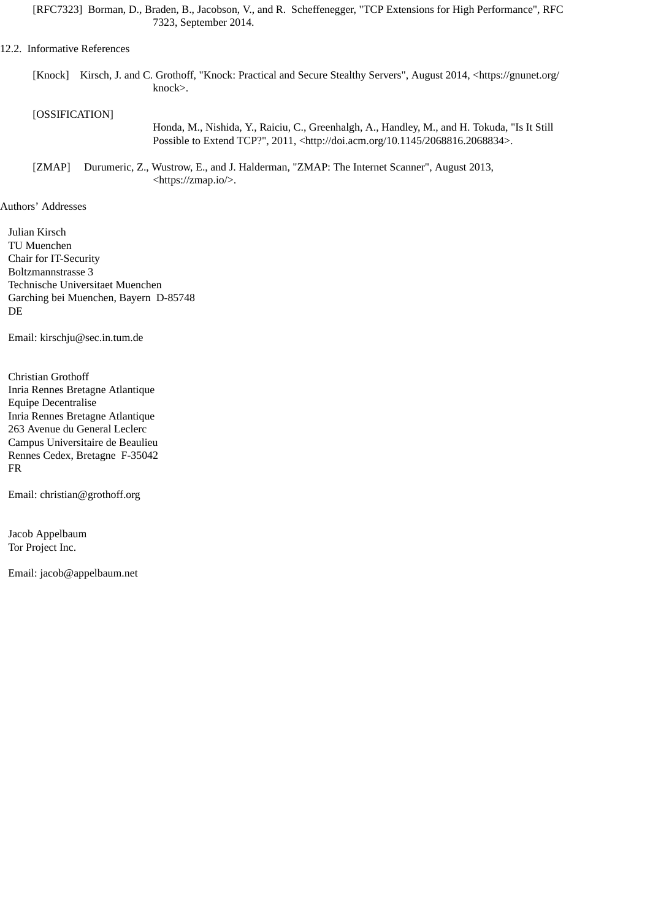[RFC7323] Borman, D., Braden, B., Jacobson, V., and R. Scheffenegger, "TCP Extensions for High Performance", RFC 7323, September 2014.

## 12.2. Informative References

[Knock] Kirsch, J. and C. Grothoff, "Knock: Practical and Secure Stealthy Servers", August 2014, <https://gnunet.org/knock>.

[OSSIFICATION] Honda, M., Nishida, Y., Raiciu, C., Greenhalgh, A., Handley, M., and H. Tokuda, "Is It Still Possible to Extend TCP?", 2011, <http://doi.acm.org/10.1145/2068816.2068834>.

[ZMAP] Durumeric, Z., Wustrow, E., and J. Halderman, "ZMAP: The Internet Scanner", August 2013, <https://zmap.io/>.

## Authors' Addresses

Julian Kirsch
TU Muenchen
Chair for IT-Security
Boltzmannstrasse 3
Technische Universitaet Muenchen
Garching bei Muenchen, Bayern D-85748
DE

Email: kirschju@sec.in.tum.de

Christian Grothoff
Inria Rennes Bretagne Atlantique
Equipe Decentralise
Inria Rennes Bretagne Atlantique
263 Avenue du General Leclerc
Campus Universitaire de Beaulieu
Rennes Cedex, Bretagne F-35042
FR

Email: christian@grothoff.org

Jacob Appelbaum
Tor Project Inc.

Email: jacob@appelbaum.net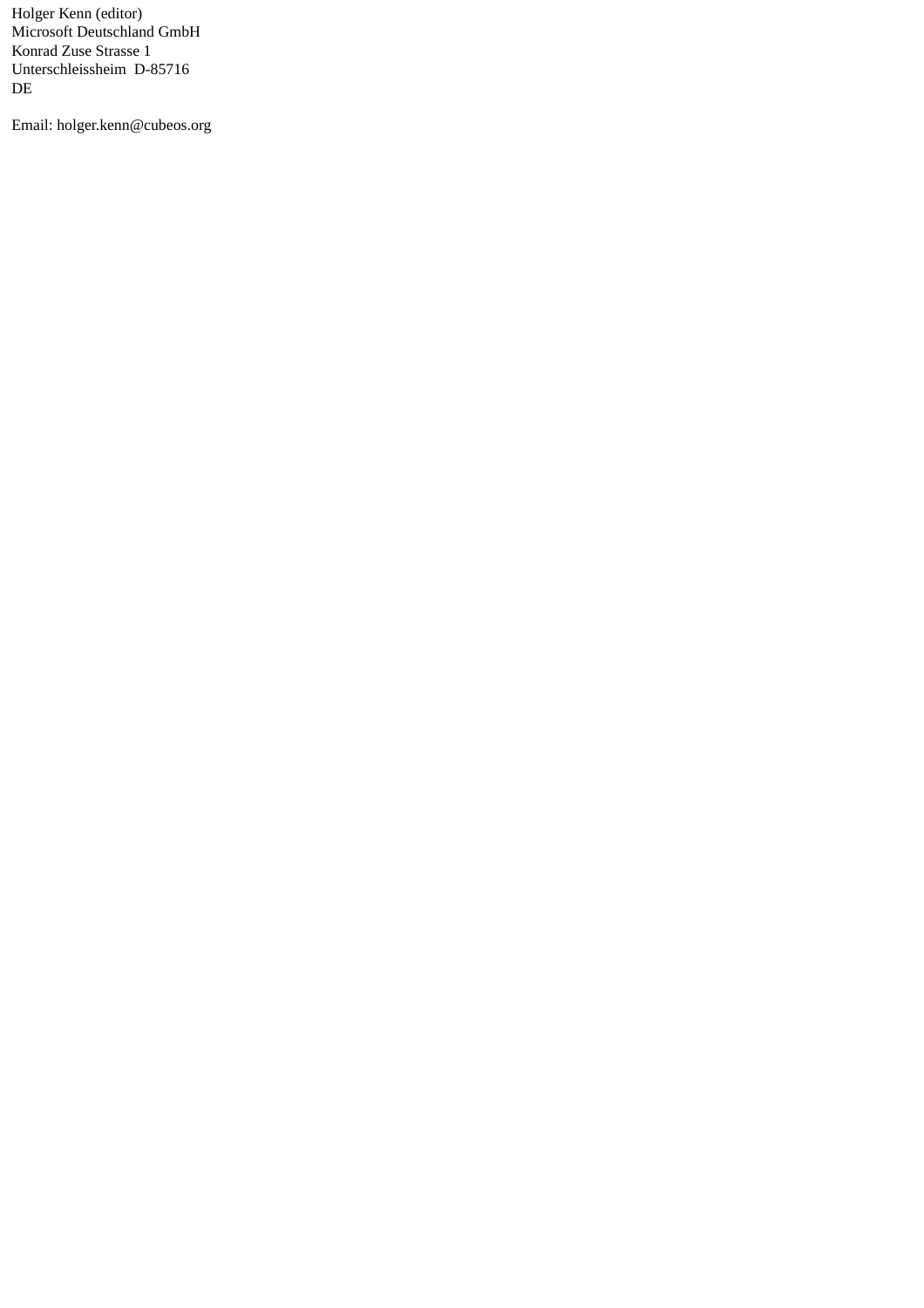Holger Kenn (editor)
Microsoft Deutschland GmbH
Konrad Zuse Strasse 1
Unterschleissheim  D-85716
DE

Email: holger.kenn@cubeos.org